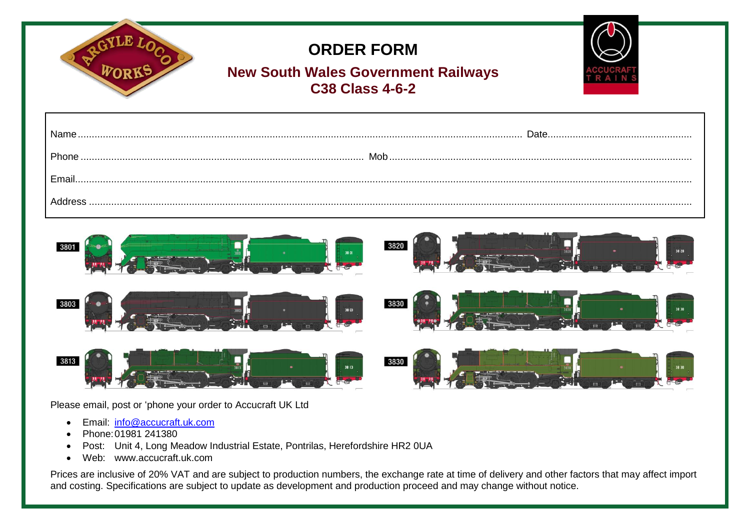# ORDER FORM

## New South Wales Government Railways
## C38 Class 4-6-2

Name ............................................................................................................................................................ Date ....................................................

Phone .................................................................................................... Mob ................................................................................................................

Email ..................................................................................................................................................................................................................................

Address ..............................................................................................................................................................................................................................

3801

3820

3803

3830

3813

3830

Please email, post or 'phone your order to Accucraft UK Ltd

- Email: info@accucraft.uk.com
- Phone: 01981 241380
- Post: Unit 4, Long Meadow Industrial Estate, Pontrilas, Herefordshire HR2 0UA
- Web: www.accucraft.uk.com

Prices are inclusive of 20% VAT and are subject to production numbers, the exchange rate at time of delivery and other factors that may affect import and costing. Specifications are subject to update as development and production proceed and may change without notice.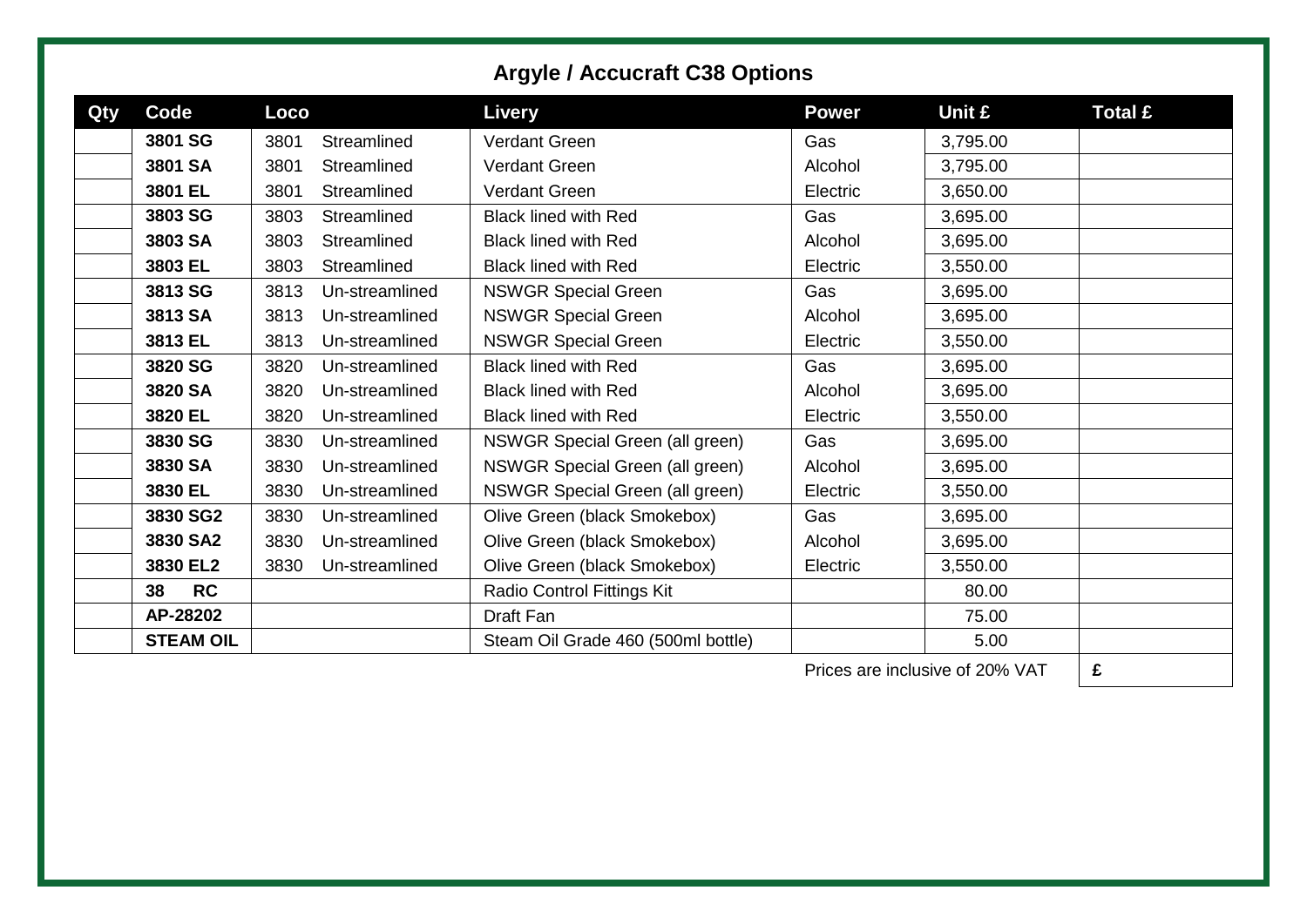## Argyle / Accucraft C38 Options

| Qty | Code | Loco | | Livery | Power | Unit £ | Total £ |
|---|---|---|---|---|---|---|---|
| | **3801 SG** | 3801 | Streamlined | Verdant Green | Gas | 3,795.00 | |
| | **3801 SA** | 3801 | Streamlined | Verdant Green | Alcohol | 3,795.00 | |
| | **3801 EL** | 3801 | Streamlined | Verdant Green | Electric | 3,650.00 | |
| | **3803 SG** | 3803 | Streamlined | Black lined with Red | Gas | 3,695.00 | |
| | **3803 SA** | 3803 | Streamlined | Black lined with Red | Alcohol | 3,695.00 | |
| | **3803 EL** | 3803 | Streamlined | Black lined with Red | Electric | 3,550.00 | |
| | **3813 SG** | 3813 | Un-streamlined | NSWGR Special Green | Gas | 3,695.00 | |
| | **3813 SA** | 3813 | Un-streamlined | NSWGR Special Green | Alcohol | 3,695.00 | |
| | **3813 EL** | 3813 | Un-streamlined | NSWGR Special Green | Electric | 3,550.00 | |
| | **3820 SG** | 3820 | Un-streamlined | Black lined with Red | Gas | 3,695.00 | |
| | **3820 SA** | 3820 | Un-streamlined | Black lined with Red | Alcohol | 3,695.00 | |
| | **3820 EL** | 3820 | Un-streamlined | Black lined with Red | Electric | 3,550.00 | |
| | **3830 SG** | 3830 | Un-streamlined | NSWGR Special Green (all green) | Gas | 3,695.00 | |
| | **3830 SA** | 3830 | Un-streamlined | NSWGR Special Green (all green) | Alcohol | 3,695.00 | |
| | **3830 EL** | 3830 | Un-streamlined | NSWGR Special Green (all green) | Electric | 3,550.00 | |
| | **3830 SG2** | 3830 | Un-streamlined | Olive Green (black Smokebox) | Gas | 3,695.00 | |
| | **3830 SA2** | 3830 | Un-streamlined | Olive Green (black Smokebox) | Alcohol | 3,695.00 | |
| | **3830 EL2** | 3830 | Un-streamlined | Olive Green (black Smokebox) | Electric | 3,550.00 | |
| | **38 RC** | | | Radio Control Fittings Kit | | 80.00 | |
| | **AP-28202** | | | Draft Fan | | 75.00 | |
| | **STEAM OIL** | | | Steam Oil Grade 460 (500ml bottle) | | 5.00 | |
| | | | | | Prices are inclusive of 20% VAT | | **£** |